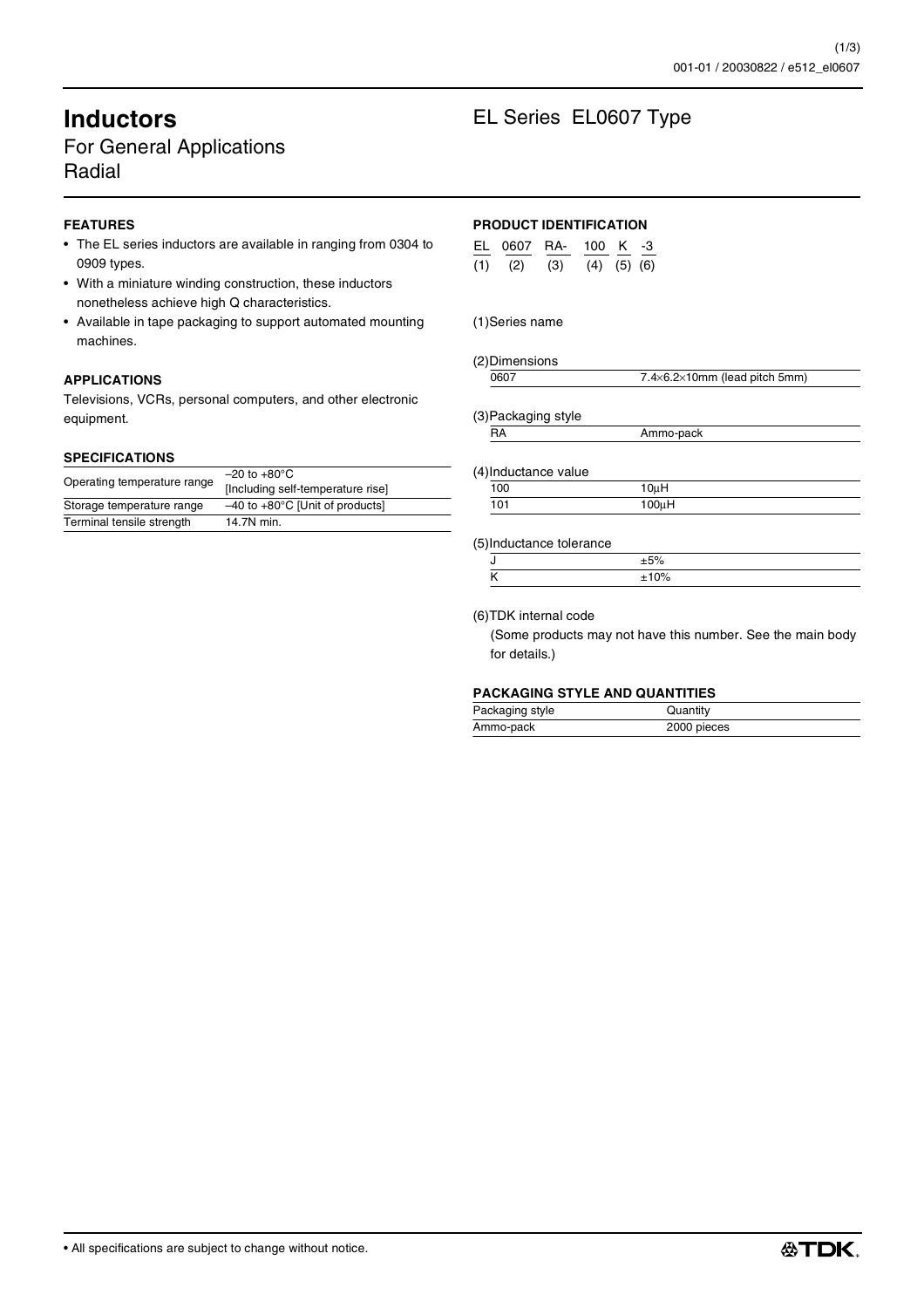# Inductors

## For General Applications
## Radial

# EL Series EL0607 Type

### FEATURES

- The EL series inductors are available in ranging from 0304 to 0909 types.
- With a miniature winding construction, these inductors nonetheless achieve high Q characteristics.
- Available in tape packaging to support automated mounting machines.

### APPLICATIONS

Televisions, VCRs, personal computers, and other electronic equipment.

### SPECIFICATIONS

| | |
|---|---|
| Operating temperature range | –20 to +80°C [Including self-temperature rise] |
| Storage temperature range | –40 to +80°C [Unit of products] |
| Terminal tensile strength | 14.7N min. |

### PRODUCT IDENTIFICATION

| EL | 0607 | RA- | 100 | K | -3 |
|---|---|---|---|---|---|
| (1) | (2) | (3) | (4) | (5) | (6) |

(1)Series name

(2)Dimensions

| | |
|---|---|
| 0607 | 7.4×6.2×10mm (lead pitch 5mm) |

(3)Packaging style

| | |
|---|---|
| RA | Ammo-pack |

(4)Inductance value

| | |
|---|---|
| 100 | 10µH |
| 101 | 100µH |

(5)Inductance tolerance

| | |
|---|---|
| J | ±5% |
| K | ±10% |

(6)TDK internal code
(Some products may not have this number. See the main body for details.)

### PACKAGING STYLE AND QUANTITIES

| Packaging style | Quantity |
|---|---|
| Ammo-pack | 2000 pieces |

• All specifications are subject to change without notice.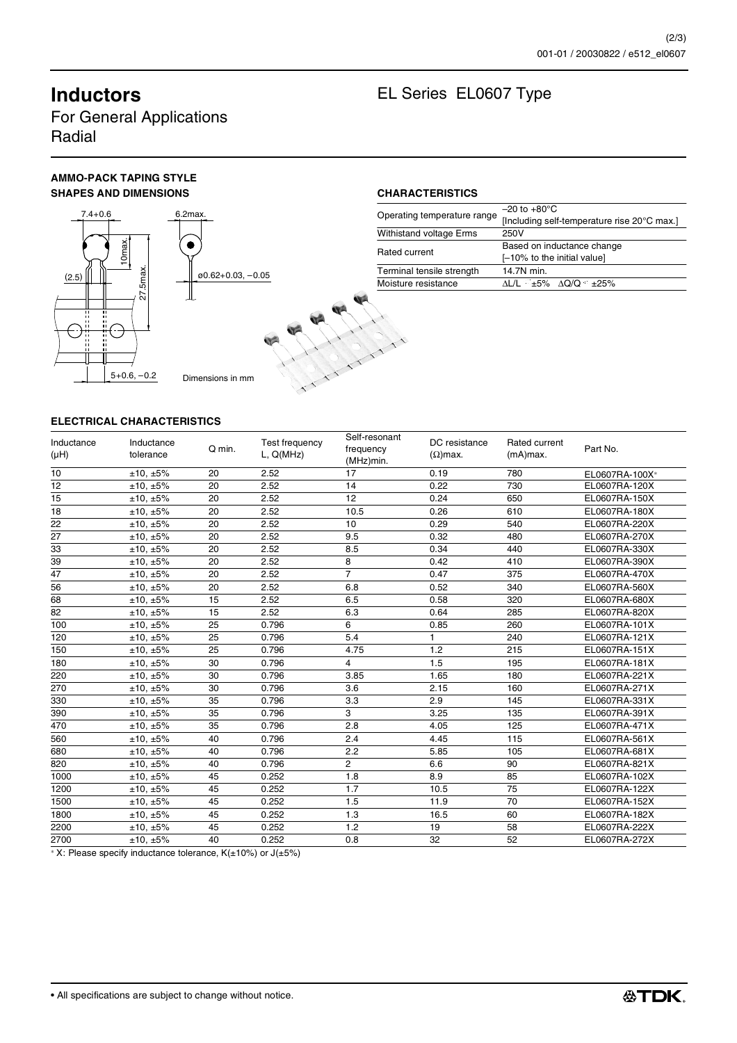# Inductors

For General Applications
Radial

## EL Series EL0607 Type

### AMMO-PACK TAPING STYLE

### SHAPES AND DIMENSIONS

7.4+0.6
6.2max.
10max.
(2.5)
27.5max.
ø0.62+0.03, −0.05
5+0.6, −0.2
Dimensions in mm

### CHARACTERISTICS

| | |
|---|---|
| Operating temperature range | –20 to +80°C [Including self-temperature rise 20°C max.] |
| Withistand voltage Erms | 250V |
| Rated current | Based on inductance change [–10% to the initial value] |
| Terminal tensile strength | 14.7N min. |
| Moisture resistance | ΔL/L ≤ ±5% ΔQ/Q ≤ ±25% |

### ELECTRICAL CHARACTERISTICS

| Inductance (μH) | Inductance tolerance | Q min. | Test frequency L, Q(MHz) | Self-resonant frequency (MHz)min. | DC resistance (Ω)max. | Rated current (mA)max. | Part No. |
|---|---|---|---|---|---|---|---|
| 10 | ±10, ±5% | 20 | 2.52 | 17 | 0.19 | 780 | EL0607RA-100X* |
| 12 | ±10, ±5% | 20 | 2.52 | 14 | 0.22 | 730 | EL0607RA-120X |
| 15 | ±10, ±5% | 20 | 2.52 | 12 | 0.24 | 650 | EL0607RA-150X |
| 18 | ±10, ±5% | 20 | 2.52 | 10.5 | 0.26 | 610 | EL0607RA-180X |
| 22 | ±10, ±5% | 20 | 2.52 | 10 | 0.29 | 540 | EL0607RA-220X |
| 27 | ±10, ±5% | 20 | 2.52 | 9.5 | 0.32 | 480 | EL0607RA-270X |
| 33 | ±10, ±5% | 20 | 2.52 | 8.5 | 0.34 | 440 | EL0607RA-330X |
| 39 | ±10, ±5% | 20 | 2.52 | 8 | 0.42 | 410 | EL0607RA-390X |
| 47 | ±10, ±5% | 20 | 2.52 | 7 | 0.47 | 375 | EL0607RA-470X |
| 56 | ±10, ±5% | 20 | 2.52 | 6.8 | 0.52 | 340 | EL0607RA-560X |
| 68 | ±10, ±5% | 15 | 2.52 | 6.5 | 0.58 | 320 | EL0607RA-680X |
| 82 | ±10, ±5% | 15 | 2.52 | 6.3 | 0.64 | 285 | EL0607RA-820X |
| 100 | ±10, ±5% | 25 | 0.796 | 6 | 0.85 | 260 | EL0607RA-101X |
| 120 | ±10, ±5% | 25 | 0.796 | 5.4 | 1 | 240 | EL0607RA-121X |
| 150 | ±10, ±5% | 25 | 0.796 | 4.75 | 1.2 | 215 | EL0607RA-151X |
| 180 | ±10, ±5% | 30 | 0.796 | 4 | 1.5 | 195 | EL0607RA-181X |
| 220 | ±10, ±5% | 30 | 0.796 | 3.85 | 1.65 | 180 | EL0607RA-221X |
| 270 | ±10, ±5% | 30 | 0.796 | 3.6 | 2.15 | 160 | EL0607RA-271X |
| 330 | ±10, ±5% | 35 | 0.796 | 3.3 | 2.9 | 145 | EL0607RA-331X |
| 390 | ±10, ±5% | 35 | 0.796 | 3 | 3.25 | 135 | EL0607RA-391X |
| 470 | ±10, ±5% | 35 | 0.796 | 2.8 | 4.05 | 125 | EL0607RA-471X |
| 560 | ±10, ±5% | 40 | 0.796 | 2.4 | 4.45 | 115 | EL0607RA-561X |
| 680 | ±10, ±5% | 40 | 0.796 | 2.2 | 5.85 | 105 | EL0607RA-681X |
| 820 | ±10, ±5% | 40 | 0.796 | 2 | 6.6 | 90 | EL0607RA-821X |
| 1000 | ±10, ±5% | 45 | 0.252 | 1.8 | 8.9 | 85 | EL0607RA-102X |
| 1200 | ±10, ±5% | 45 | 0.252 | 1.7 | 10.5 | 75 | EL0607RA-122X |
| 1500 | ±10, ±5% | 45 | 0.252 | 1.5 | 11.9 | 70 | EL0607RA-152X |
| 1800 | ±10, ±5% | 45 | 0.252 | 1.3 | 16.5 | 60 | EL0607RA-182X |
| 2200 | ±10, ±5% | 45 | 0.252 | 1.2 | 19 | 58 | EL0607RA-222X |
| 2700 | ±10, ±5% | 40 | 0.252 | 0.8 | 32 | 52 | EL0607RA-272X |

* X: Please specify inductance tolerance, K(±10%) or J(±5%)

• All specifications are subject to change without notice.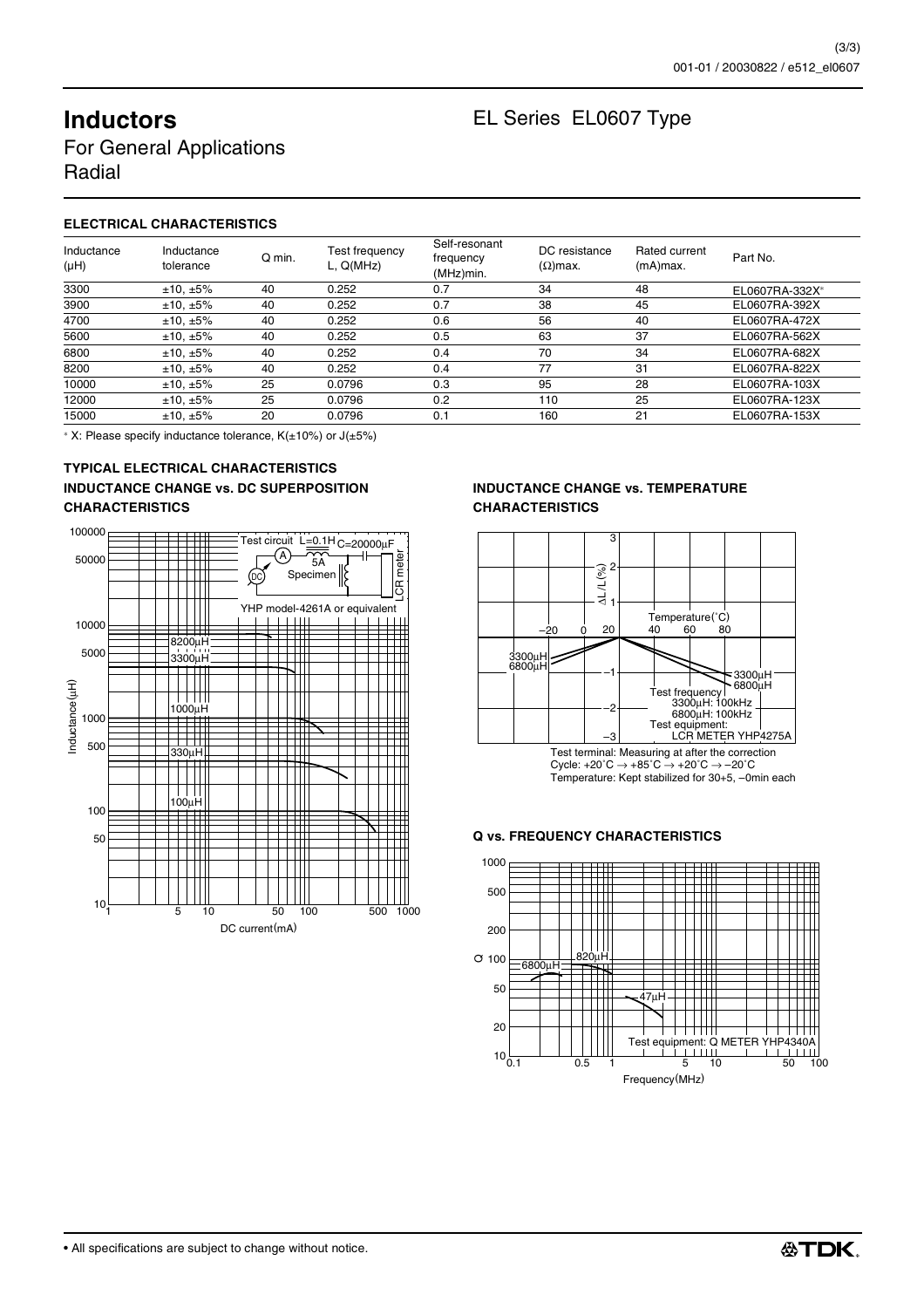# Inductors

## For General Applications
## Radial

EL Series EL0607 Type

### ELECTRICAL CHARACTERISTICS

| Inductance (μH) | Inductance tolerance | Q min. | Test frequency L, Q(MHz) | Self-resonant frequency (MHz)min. | DC resistance (Ω)max. | Rated current (mA)max. | Part No. |
|---|---|---|---|---|---|---|---|
| 3300 | ±10, ±5% | 40 | 0.252 | 0.7 | 34 | 48 | EL0607RA-332X* |
| 3900 | ±10, ±5% | 40 | 0.252 | 0.7 | 38 | 45 | EL0607RA-392X |
| 4700 | ±10, ±5% | 40 | 0.252 | 0.6 | 56 | 40 | EL0607RA-472X |
| 5600 | ±10, ±5% | 40 | 0.252 | 0.5 | 63 | 37 | EL0607RA-562X |
| 6800 | ±10, ±5% | 40 | 0.252 | 0.4 | 70 | 34 | EL0607RA-682X |
| 8200 | ±10, ±5% | 40 | 0.252 | 0.4 | 77 | 31 | EL0607RA-822X |
| 10000 | ±10, ±5% | 25 | 0.0796 | 0.3 | 95 | 28 | EL0607RA-103X |
| 12000 | ±10, ±5% | 25 | 0.0796 | 0.2 | 110 | 25 | EL0607RA-123X |
| 15000 | ±10, ±5% | 20 | 0.0796 | 0.1 | 160 | 21 | EL0607RA-153X |

* X: Please specify inductance tolerance, K(±10%) or J(±5%)

### TYPICAL ELECTRICAL CHARACTERISTICS

#### INDUCTANCE CHANGE vs. DC SUPERPOSITION CHARACTERISTICS

Test circuit L=0.1H C=20000μF
5A
Specimen
LCR meter
YHP model-4261A or equivalent
8200μH
3300μH
1000μH
330μH
100μH
Inductance(μH)
DC current(mA)

#### INDUCTANCE CHANGE vs. TEMPERATURE CHARACTERISTICS

ΔL/L(%)
Temperature(˚C)
3300μH
6800μH
Test frequency
3300μH: 100kHz
6800μH: 100kHz
Test equipment:
LCR METER YHP4275A

Test terminal: Measuring at after the correction
Cycle: +20˚C → +85˚C → +20˚C → −20˚C
Temperature: Kept stabilized for 30+5, −0min each

#### Q vs. FREQUENCY CHARACTERISTICS

6800μH
820μH
47μH
Test equipment: Q METER YHP4340A
Q
Frequency(MHz)

• All specifications are subject to change without notice.